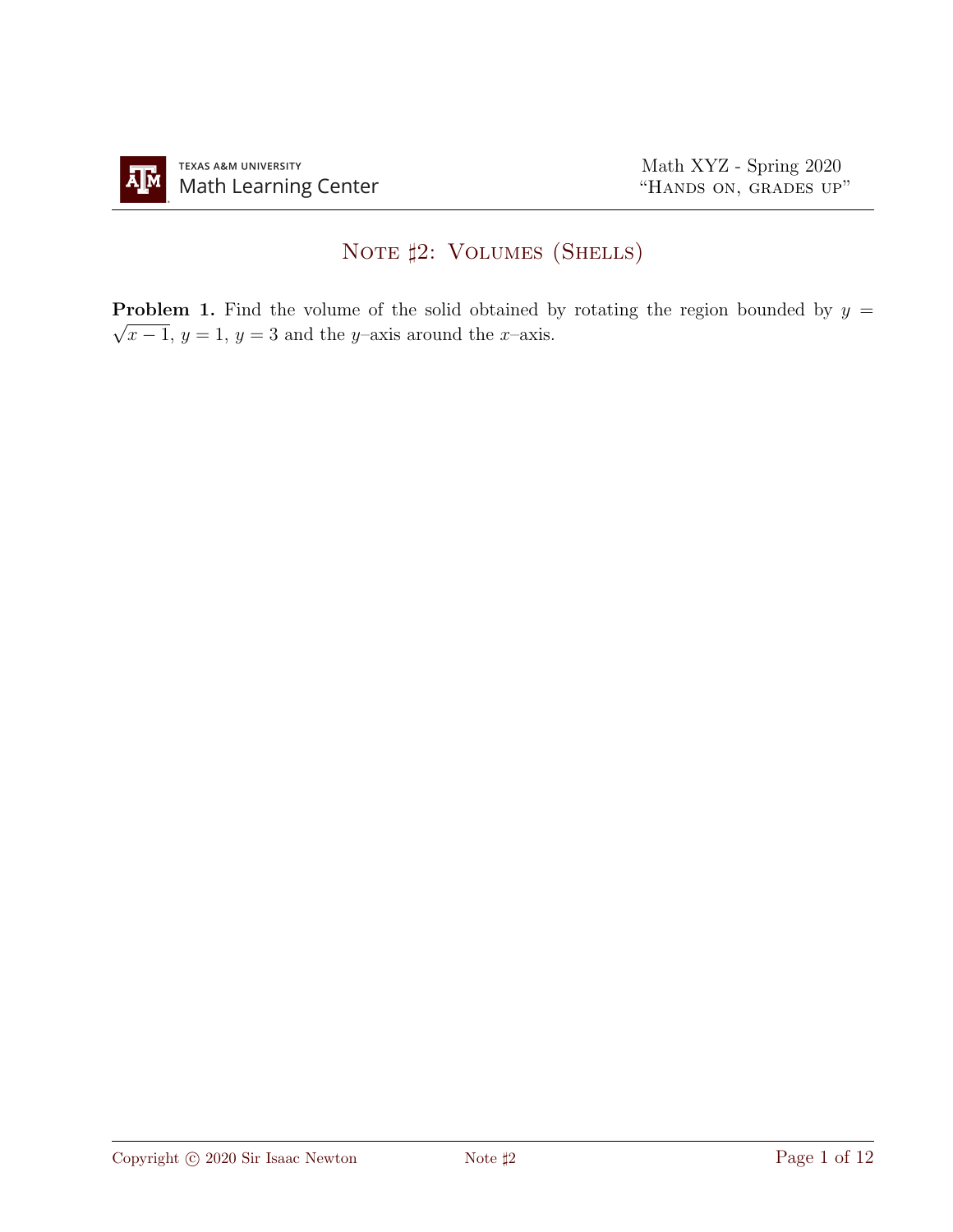# Note ♯2: Volumes (Shells)

**Problem 1.** Find the volume of the solid obtained by rotating the region bounded by $y = \sqrt{x-1}$, $y = 1$, $y = 3$ and the $y$–axis around the $x$–axis.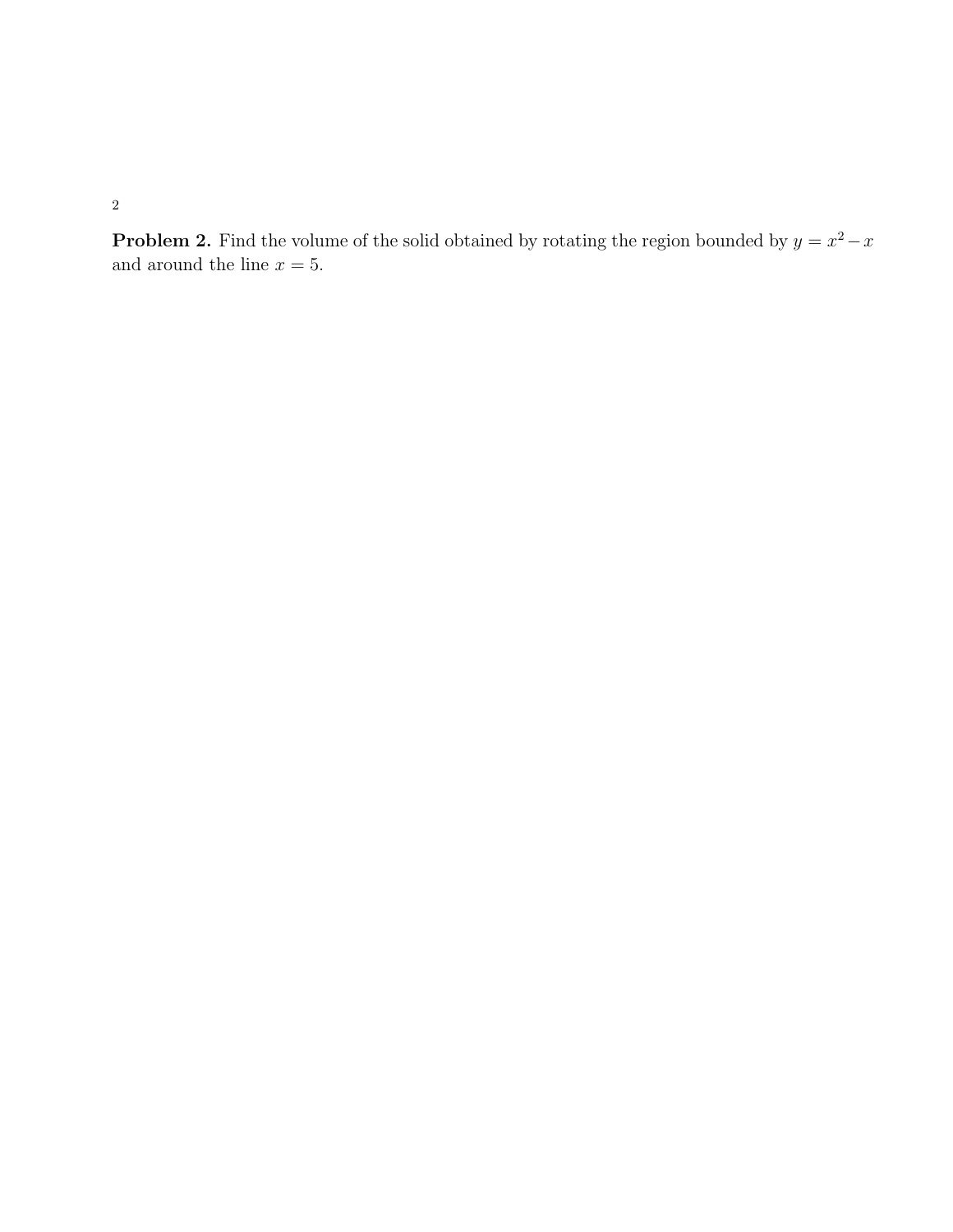**Problem 2.** Find the volume of the solid obtained by rotating the region bounded by $y = x^2 - x$ and around the line $x = 5$.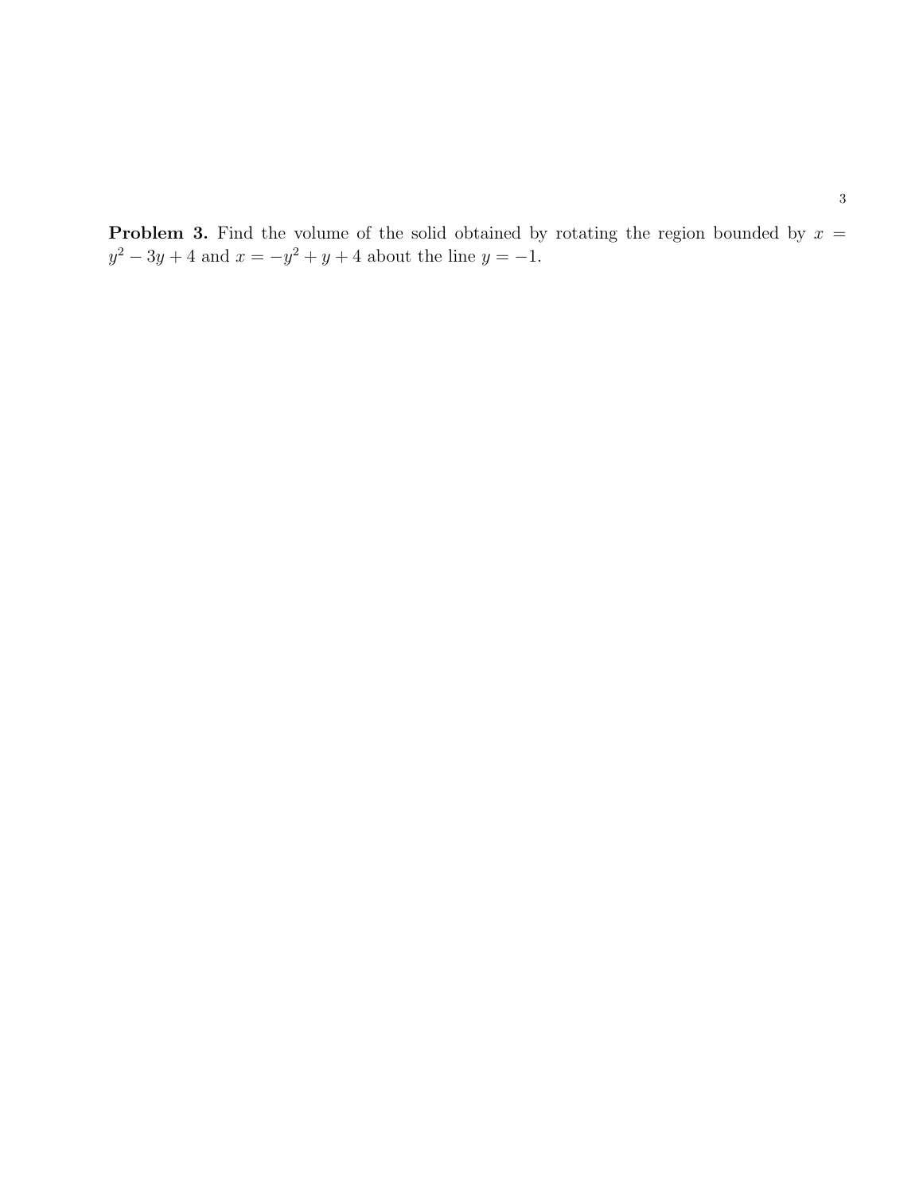**Problem 3.** Find the volume of the solid obtained by rotating the region bounded by $x = y^2 - 3y + 4$ and $x = -y^2 + y + 4$ about the line $y = -1$.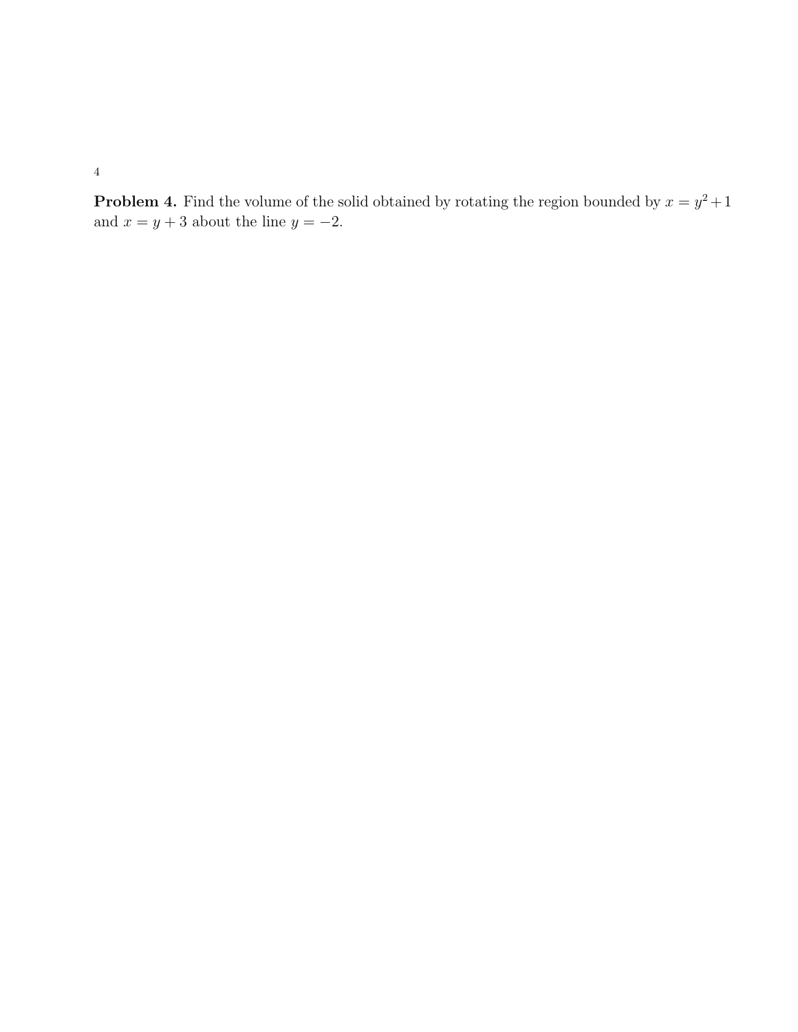**Problem 4.** Find the volume of the solid obtained by rotating the region bounded by $x = y^2 + 1$ and $x = y + 3$ about the line $y = -2$.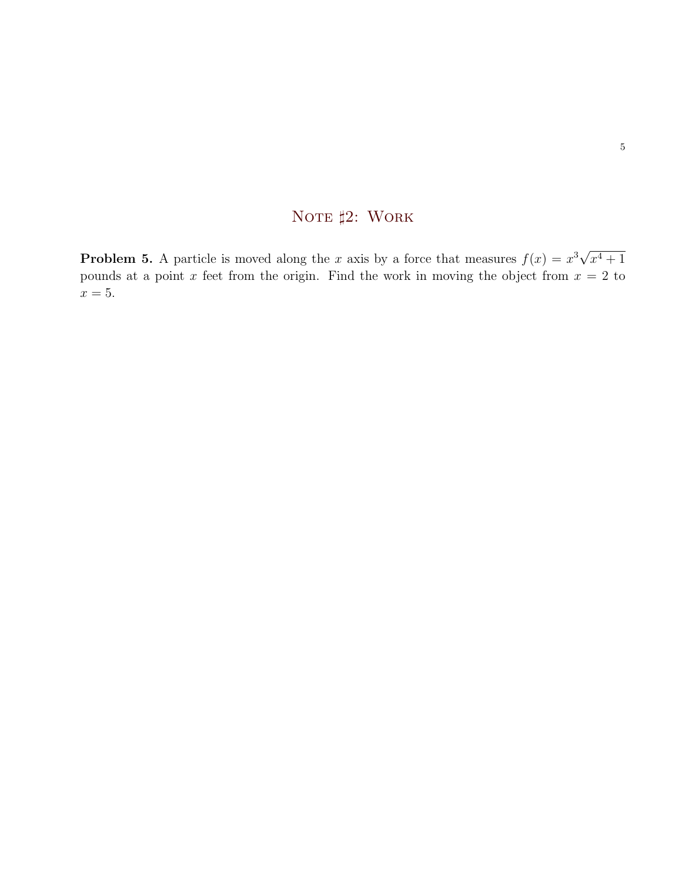# Note ♯2: Work

**Problem 5.** A particle is moved along the $x$ axis by a force that measures $f(x) = x^3\sqrt{x^4 + 1}$ pounds at a point $x$ feet from the origin. Find the work in moving the object from $x = 2$ to $x = 5$.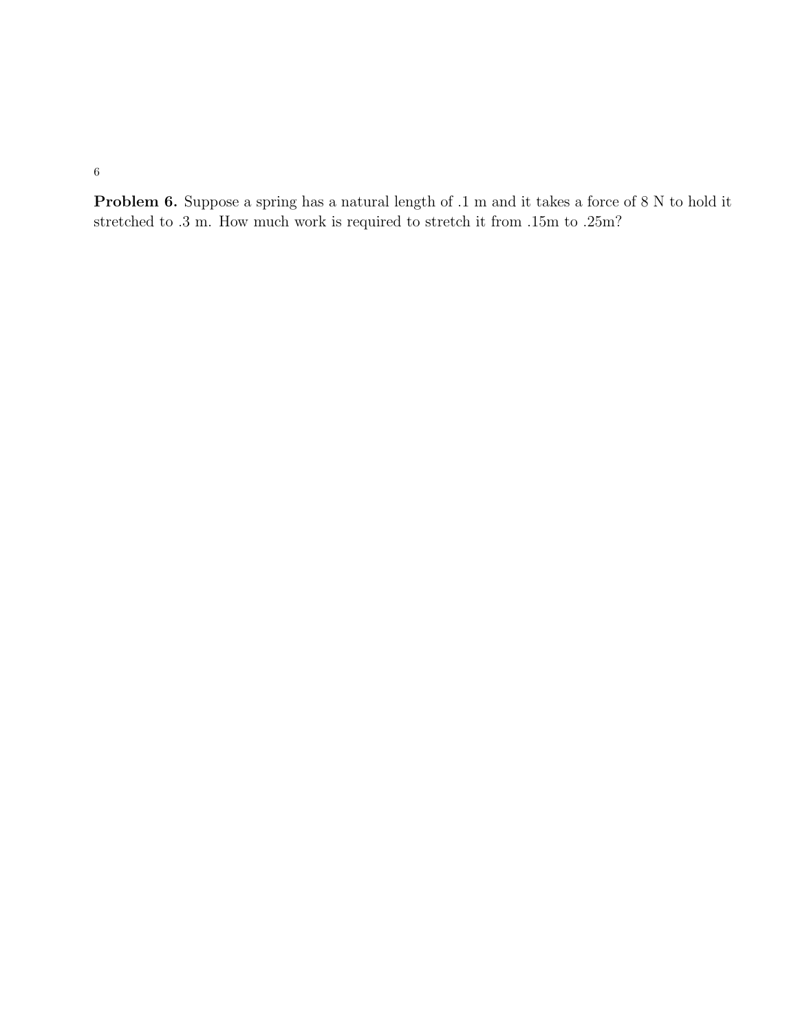**Problem 6.** Suppose a spring has a natural length of .1 m and it takes a force of 8 N to hold it stretched to .3 m. How much work is required to stretch it from .15m to .25m?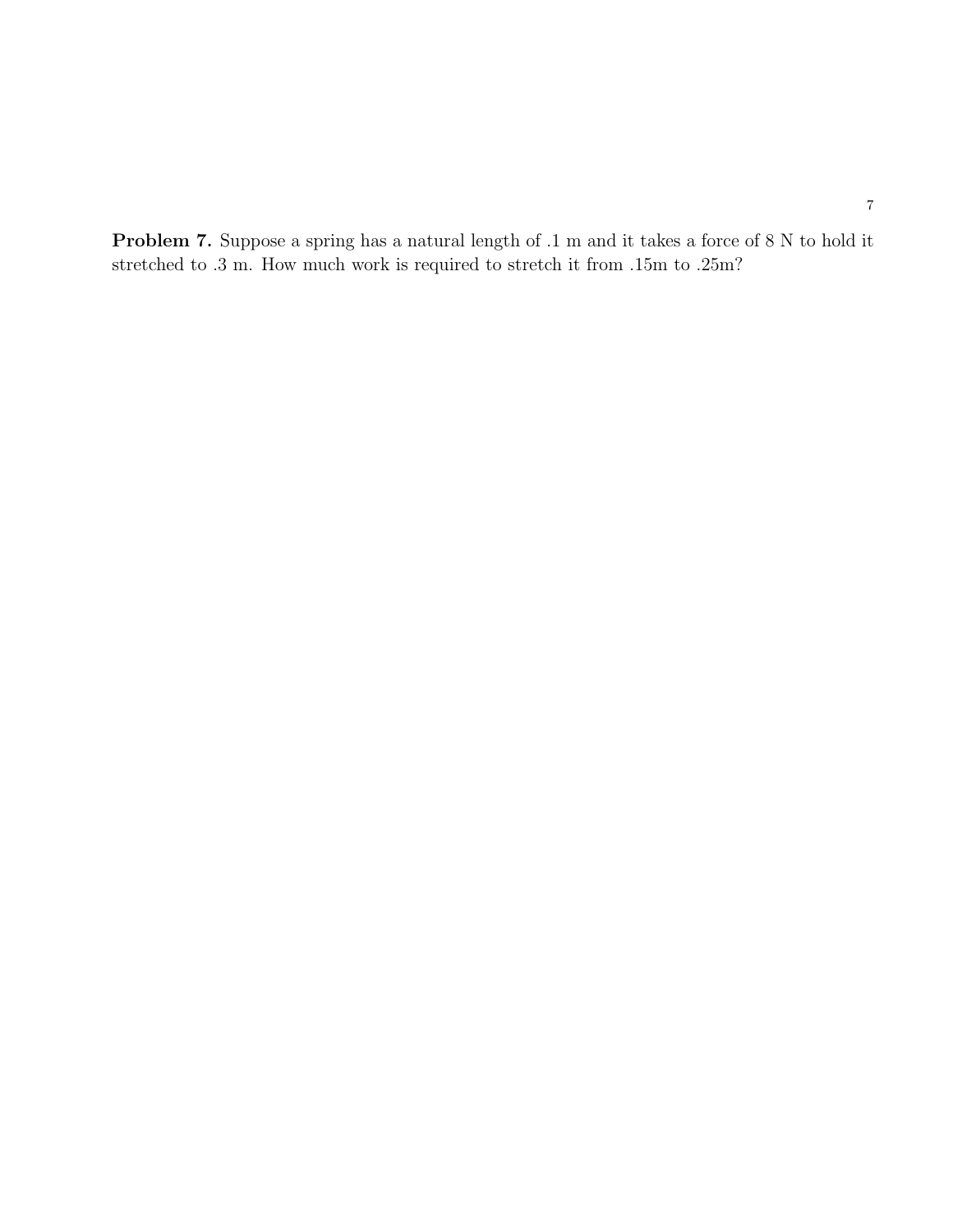**Problem 7.** Suppose a spring has a natural length of .1 m and it takes a force of 8 N to hold it stretched to .3 m. How much work is required to stretch it from .15m to .25m?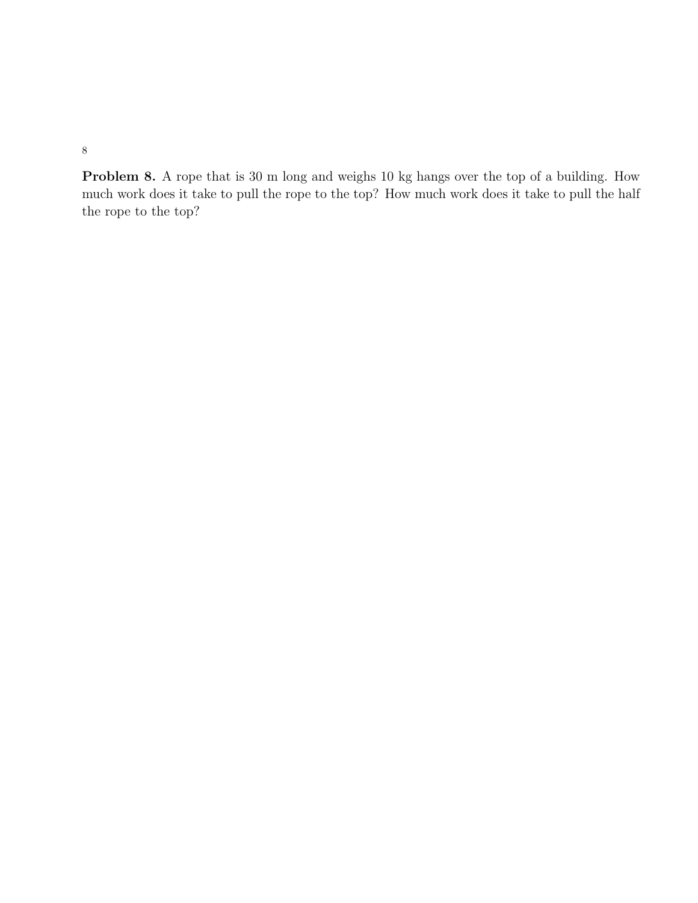**Problem 8.** A rope that is 30 m long and weighs 10 kg hangs over the top of a building. How much work does it take to pull the rope to the top? How much work does it take to pull the half the rope to the top?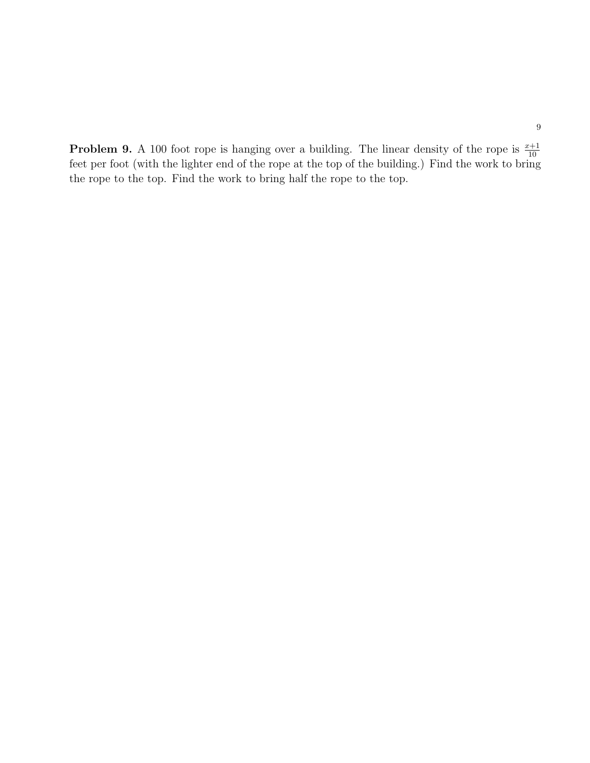**Problem 9.** A 100 foot rope is hanging over a building. The linear density of the rope is $\frac{x+1}{10}$ feet per foot (with the lighter end of the rope at the top of the building.) Find the work to bring the rope to the top. Find the work to bring half the rope to the top.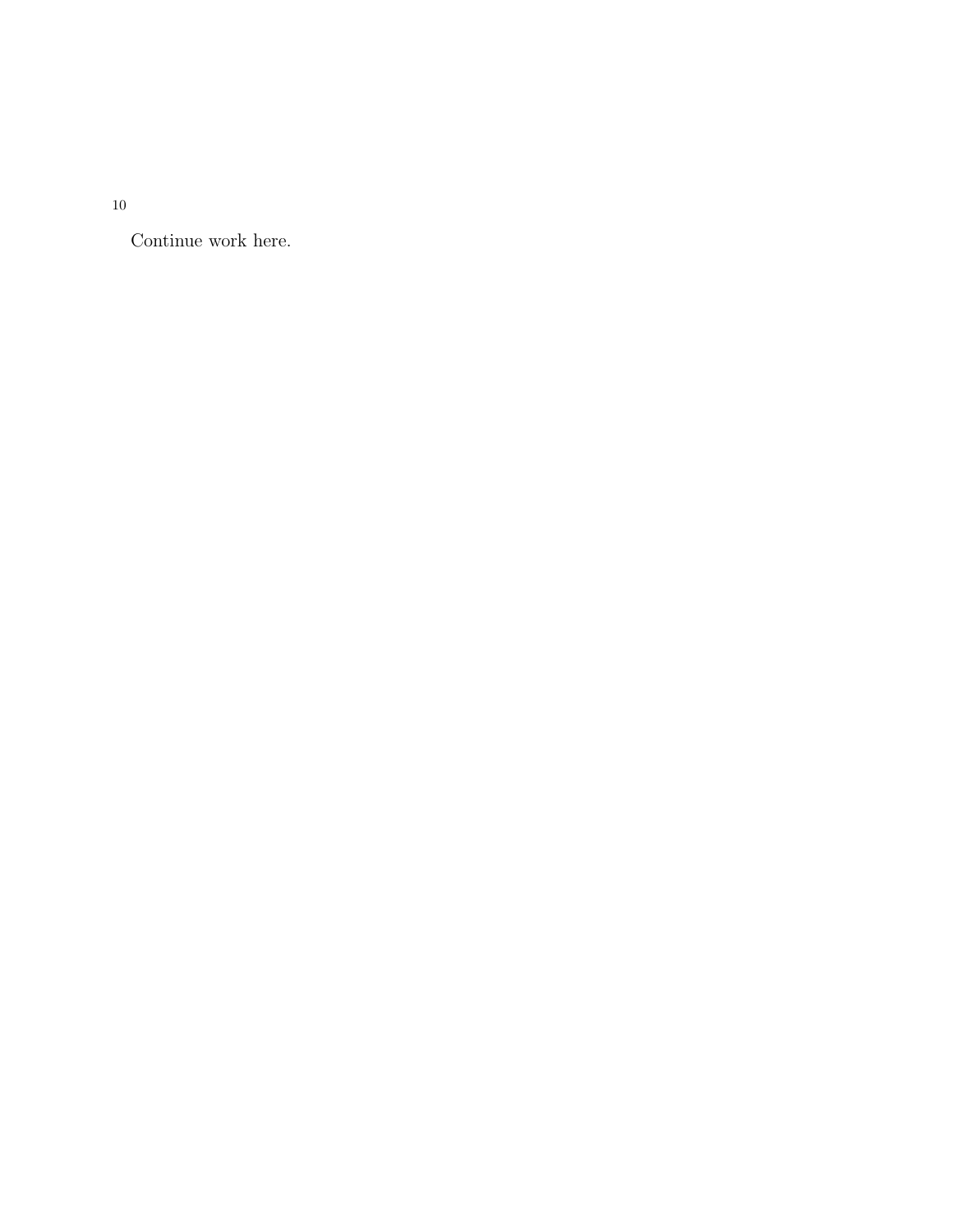Continue work here.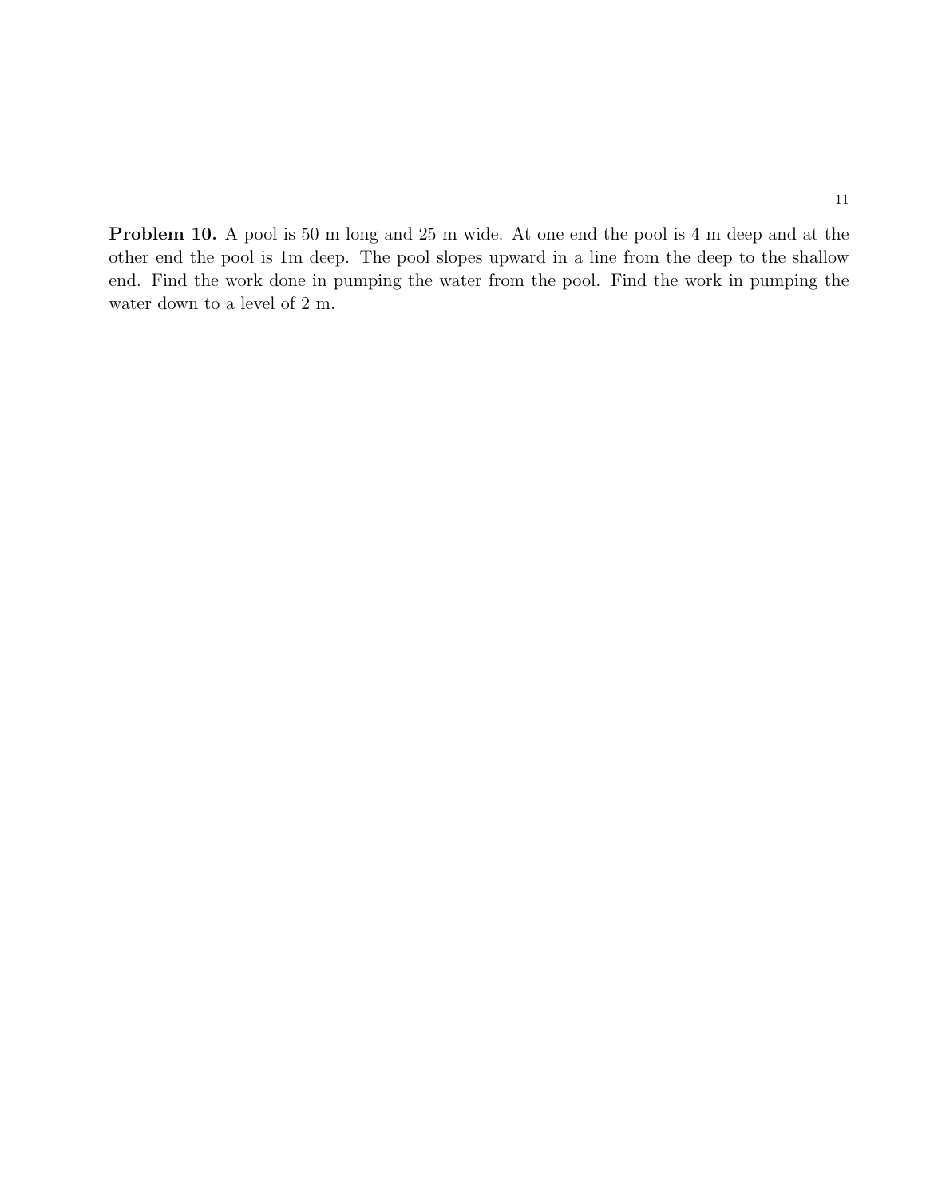**Problem 10.** A pool is 50 m long and 25 m wide. At one end the pool is 4 m deep and at the other end the pool is 1m deep. The pool slopes upward in a line from the deep to the shallow end. Find the work done in pumping the water from the pool. Find the work in pumping the water down to a level of 2 m.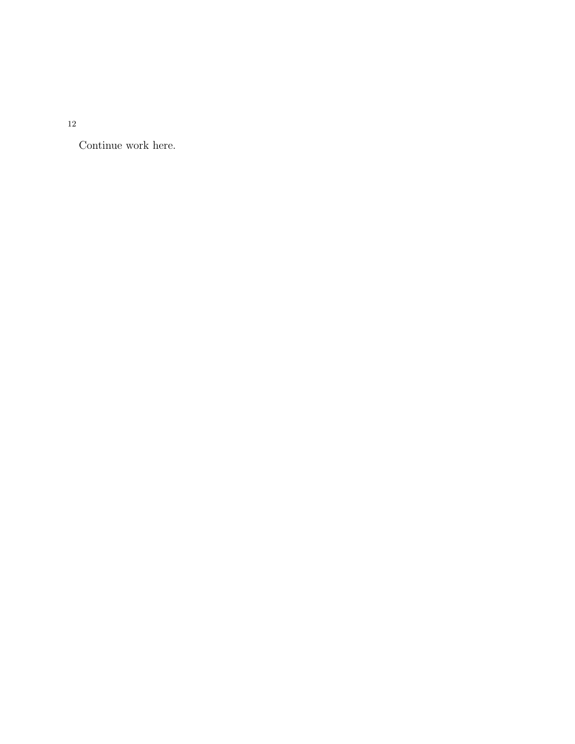Continue work here.